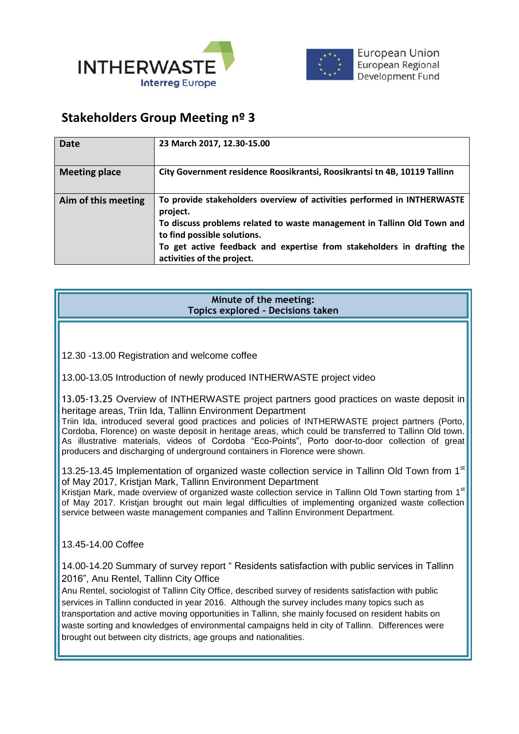INTHERWASTE
Interreg Europe

European Union
European Regional
Development Fund

# Stakeholders Group Meeting nº 3

| **Date** | **23 March 2017, 12.30-15.00** |
|---|---|
| **Meeting place** | **City Government residence Roosikrantsi, Roosikrantsi tn 4B, 10119 Tallinn** |
| **Aim of this meeting** | **To provide stakeholders overview of activities performed in INTHERWASTE project.** **To discuss problems related to waste management in Tallinn Old Town and to find possible solutions.** **To get active feedback and expertise from stakeholders in drafting the activities of the project.** |

**Minute of the meeting:**
**Topics explored - Decisions taken**

12.30 -13.00 Registration and welcome coffee

13.00-13.05 Introduction of newly produced INTHERWASTE project video

13.05-13.25 Overview of INTHERWASTE project partners good practices on waste deposit in heritage areas, Triin Ida, Tallinn Environment Department

Triin Ida, introduced several good practices and policies of INTHERWASTE project partners (Porto, Cordoba, Florence) on waste deposit in heritage areas, which could be transferred to Tallinn Old town. As illustrative materials, videos of Cordoba "Eco-Points", Porto door-to-door collection of great producers and discharging of underground containers in Florence were shown.

13.25-13.45 Implementation of organized waste collection service in Tallinn Old Town from 1st of May 2017, Kristjan Mark, Tallinn Environment Department

Kristjan Mark, made overview of organized waste collection service in Tallinn Old Town starting from 1st of May 2017. Kristjan brought out main legal difficulties of implementing organized waste collection service between waste management companies and Tallinn Environment Department.

13.45-14.00 Coffee

14.00-14.20 Summary of survey report " Residents satisfaction with public services in Tallinn 2016", Anu Rentel, Tallinn City Office

Anu Rentel, sociologist of Tallinn City Office, described survey of residents satisfaction with public services in Tallinn conducted in year 2016. Although the survey includes many topics such as transportation and active moving opportunities in Tallinn, she mainly focused on resident habits on waste sorting and knowledges of environmental campaigns held in city of Tallinn. Differences were brought out between city districts, age groups and nationalities.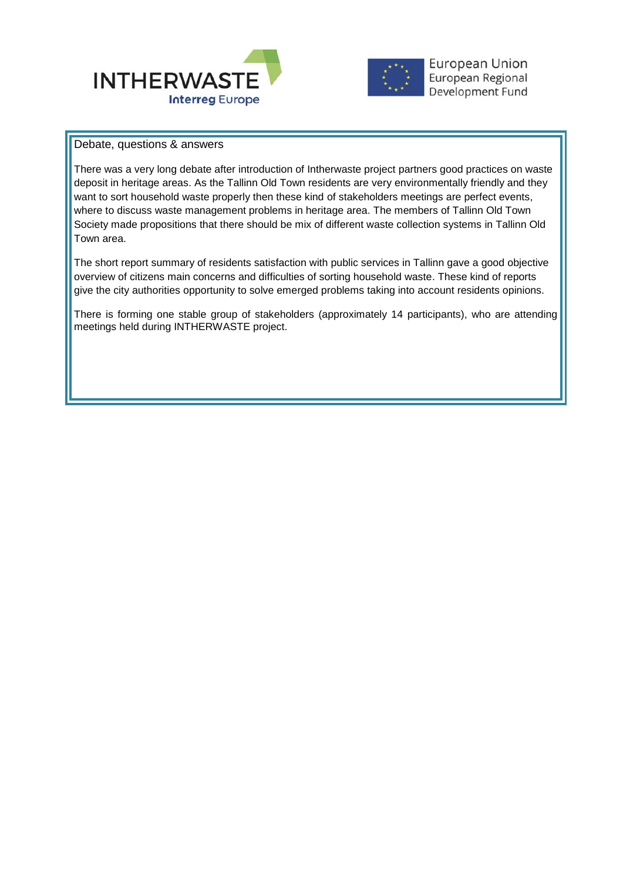Debate, questions & answers

There was a very long debate after introduction of Intherwaste project partners good practices on waste deposit in heritage areas. As the Tallinn Old Town residents are very environmentally friendly and they want to sort household waste properly then these kind of stakeholders meetings are perfect events, where to discuss waste management problems in heritage area. The members of Tallinn Old Town Society made propositions that there should be mix of different waste collection systems in Tallinn Old Town area.

The short report summary of residents satisfaction with public services in Tallinn gave a good objective overview of citizens main concerns and difficulties of sorting household waste. These kind of reports give the city authorities opportunity to solve emerged problems taking into account residents opinions.

There is forming one stable group of stakeholders (approximately 14 participants), who are attending meetings held during INTHERWASTE project.